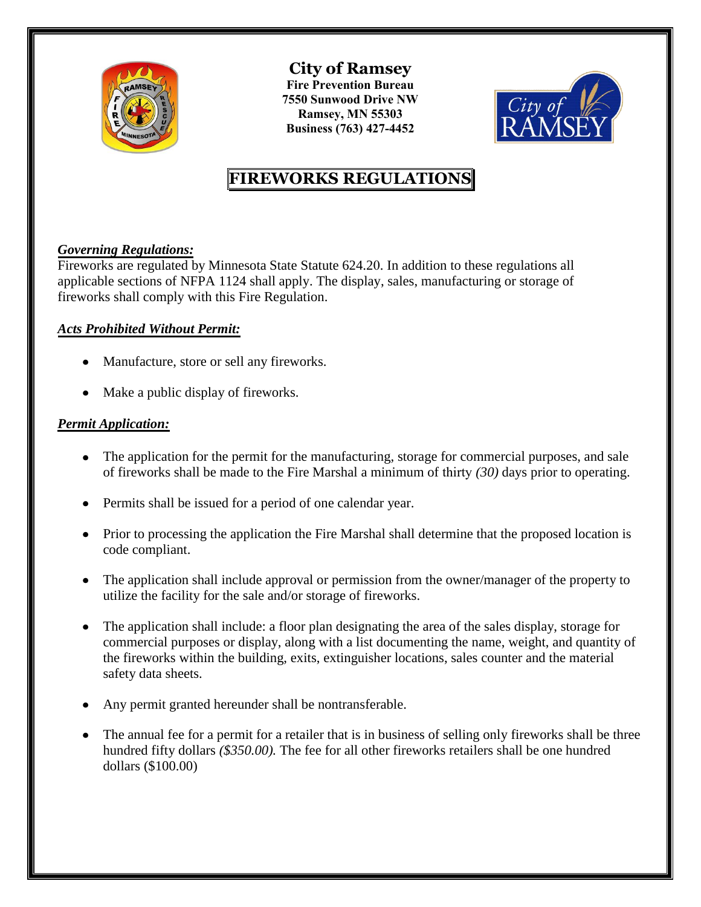# City of Ramsey

**Fire Prevention Bureau**
**7550 Sunwood Drive NW**
**Ramsey, MN 55303**
**Business (763) 427-4452**

## FIREWORKS REGULATIONS

***Governing Regulations:***

Fireworks are regulated by Minnesota State Statute 624.20. In addition to these regulations all applicable sections of NFPA 1124 shall apply. The display, sales, manufacturing or storage of fireworks shall comply with this Fire Regulation.

***Acts Prohibited Without Permit:***

- Manufacture, store or sell any fireworks.
- Make a public display of fireworks.

***Permit Application:***

- The application for the permit for the manufacturing, storage for commercial purposes, and sale of fireworks shall be made to the Fire Marshal a minimum of thirty *(30)* days prior to operating.
- Permits shall be issued for a period of one calendar year.
- Prior to processing the application the Fire Marshal shall determine that the proposed location is code compliant.
- The application shall include approval or permission from the owner/manager of the property to utilize the facility for the sale and/or storage of fireworks.
- The application shall include: a floor plan designating the area of the sales display, storage for commercial purposes or display, along with a list documenting the name, weight, and quantity of the fireworks within the building, exits, extinguisher locations, sales counter and the material safety data sheets.
- Any permit granted hereunder shall be nontransferable.
- The annual fee for a permit for a retailer that is in business of selling only fireworks shall be three hundred fifty dollars *($350.00).* The fee for all other fireworks retailers shall be one hundred dollars ($100.00)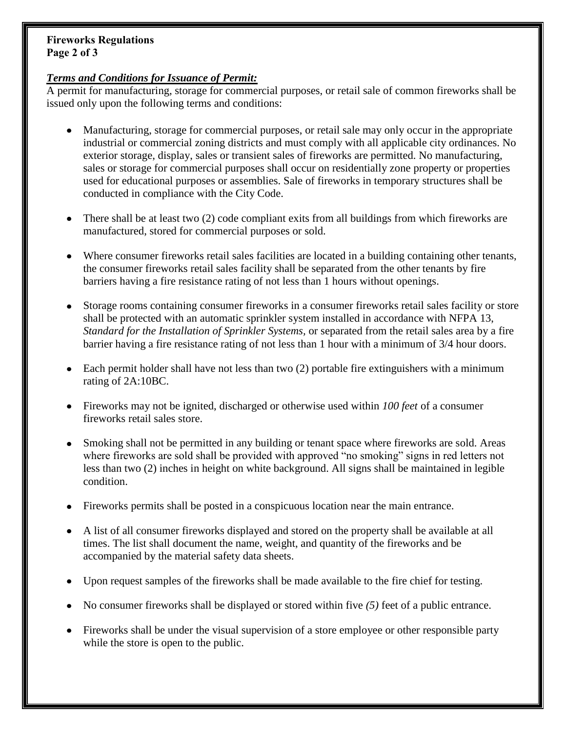### *Terms and Conditions for Issuance of Permit:*

A permit for manufacturing, storage for commercial purposes, or retail sale of common fireworks shall be issued only upon the following terms and conditions:

- Manufacturing, storage for commercial purposes, or retail sale may only occur in the appropriate industrial or commercial zoning districts and must comply with all applicable city ordinances. No exterior storage, display, sales or transient sales of fireworks are permitted. No manufacturing, sales or storage for commercial purposes shall occur on residentially zone property or properties used for educational purposes or assemblies. Sale of fireworks in temporary structures shall be conducted in compliance with the City Code.

- There shall be at least two (2) code compliant exits from all buildings from which fireworks are manufactured, stored for commercial purposes or sold.

- Where consumer fireworks retail sales facilities are located in a building containing other tenants, the consumer fireworks retail sales facility shall be separated from the other tenants by fire barriers having a fire resistance rating of not less than 1 hours without openings.

- Storage rooms containing consumer fireworks in a consumer fireworks retail sales facility or store shall be protected with an automatic sprinkler system installed in accordance with NFPA 13, *Standard for the Installation of Sprinkler Systems*, or separated from the retail sales area by a fire barrier having a fire resistance rating of not less than 1 hour with a minimum of 3/4 hour doors.

- Each permit holder shall have not less than two (2) portable fire extinguishers with a minimum rating of 2A:10BC.

- Fireworks may not be ignited, discharged or otherwise used within *100 feet* of a consumer fireworks retail sales store.

- Smoking shall not be permitted in any building or tenant space where fireworks are sold. Areas where fireworks are sold shall be provided with approved "no smoking" signs in red letters not less than two (2) inches in height on white background. All signs shall be maintained in legible condition.

- Fireworks permits shall be posted in a conspicuous location near the main entrance.

- A list of all consumer fireworks displayed and stored on the property shall be available at all times. The list shall document the name, weight, and quantity of the fireworks and be accompanied by the material safety data sheets.

- Upon request samples of the fireworks shall be made available to the fire chief for testing.

- No consumer fireworks shall be displayed or stored within five *(5)* feet of a public entrance.

- Fireworks shall be under the visual supervision of a store employee or other responsible party while the store is open to the public.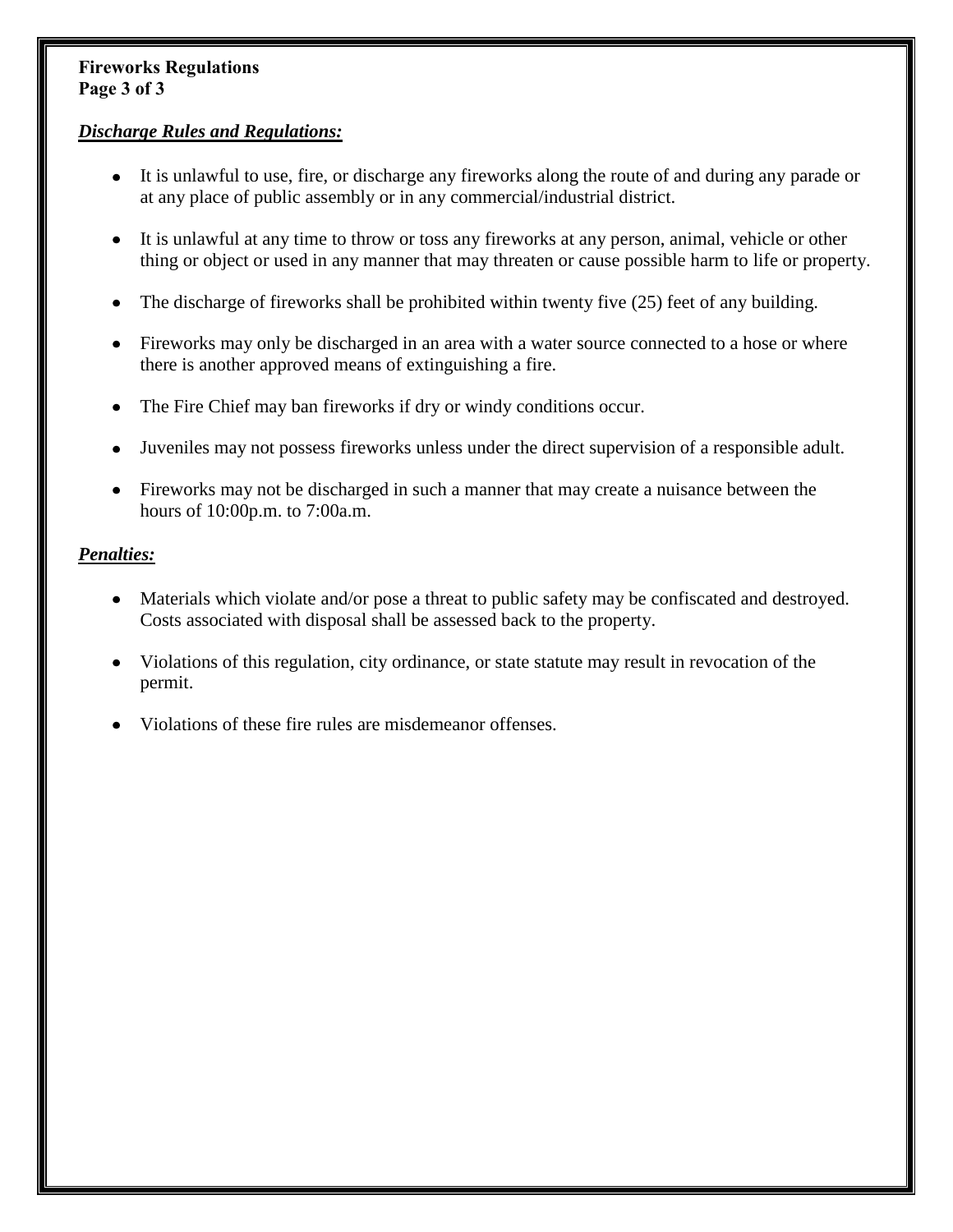## ***Discharge Rules and Regulations:***

- It is unlawful to use, fire, or discharge any fireworks along the route of and during any parade or at any place of public assembly or in any commercial/industrial district.
- It is unlawful at any time to throw or toss any fireworks at any person, animal, vehicle or other thing or object or used in any manner that may threaten or cause possible harm to life or property.
- The discharge of fireworks shall be prohibited within twenty five (25) feet of any building.
- Fireworks may only be discharged in an area with a water source connected to a hose or where there is another approved means of extinguishing a fire.
- The Fire Chief may ban fireworks if dry or windy conditions occur.
- Juveniles may not possess fireworks unless under the direct supervision of a responsible adult.
- Fireworks may not be discharged in such a manner that may create a nuisance between the hours of 10:00p.m. to 7:00a.m.

## ***Penalties:***

- Materials which violate and/or pose a threat to public safety may be confiscated and destroyed. Costs associated with disposal shall be assessed back to the property.
- Violations of this regulation, city ordinance, or state statute may result in revocation of the permit.
- Violations of these fire rules are misdemeanor offenses.